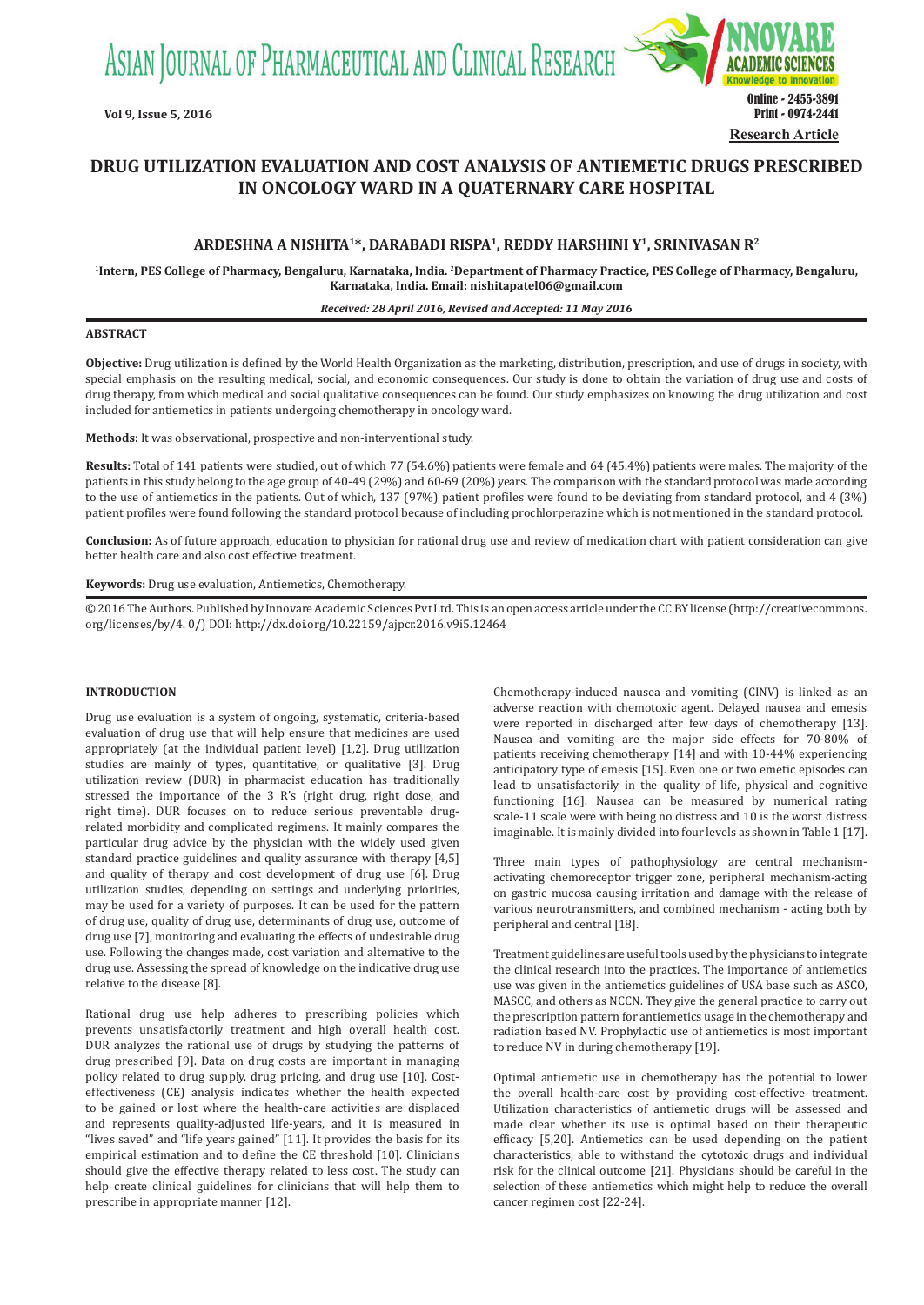Research Article

# DRUG UTILIZATION EVALUATION AND COST ANALYSIS OF ANTIEMETIC DRUGS PRESCRIBED IN ONCOLOGY WARD IN A QUATERNARY CARE HOSPITAL

**ARDESHNA A NISHITA[1]*, DARABADI RISPA[1], REDDY HARSHINI Y[1], SRINIVASAN R[2]**

[1]**Intern, PES College of Pharmacy, Bengaluru, Karnataka, India.** [2]**Department of Pharmacy Practice, PES College of Pharmacy, Bengaluru, Karnataka, India. Email: nishitapatel06@gmail.com**

***Received: 28 April 2016, Revised and Accepted: 11 May 2016***

## ABSTRACT

**Objective:** Drug utilization is defined by the World Health Organization as the marketing, distribution, prescription, and use of drugs in society, with special emphasis on the resulting medical, social, and economic consequences. Our study is done to obtain the variation of drug use and costs of drug therapy, from which medical and social qualitative consequences can be found. Our study emphasizes on knowing the drug utilization and cost included for antiemetics in patients undergoing chemotherapy in oncology ward.

**Methods:** It was observational, prospective and non-interventional study.

**Results:** Total of 141 patients were studied, out of which 77 (54.6%) patients were female and 64 (45.4%) patients were males. The majority of the patients in this study belong to the age group of 40-49 (29%) and 60-69 (20%) years. The comparison with the standard protocol was made according to the use of antiemetics in the patients. Out of which, 137 (97%) patient profiles were found to be deviating from standard protocol, and 4 (3%) patient profiles were found following the standard protocol because of including prochlorperazine which is not mentioned in the standard protocol.

**Conclusion:** As of future approach, education to physician for rational drug use and review of medication chart with patient consideration can give better health care and also cost effective treatment.

**Keywords:** Drug use evaluation, Antiemetics, Chemotherapy.

© 2016 The Authors. Published by Innovare Academic Sciences Pvt Ltd. This is an open access article under the CC BY license (http://creativecommons.org/licenses/by/4. 0/) DOI: http://dx.doi.org/10.22159/ajpcr.2016.v9i5.12464

## INTRODUCTION

Drug use evaluation is a system of ongoing, systematic, criteria-based evaluation of drug use that will help ensure that medicines are used appropriately (at the individual patient level) [1,2]. Drug utilization studies are mainly of types, quantitative, or qualitative [3]. Drug utilization review (DUR) in pharmacist education has traditionally stressed the importance of the 3 R's (right drug, right dose, and right time). DUR focuses on to reduce serious preventable drug-related morbidity and complicated regimens. It mainly compares the particular drug advice by the physician with the widely used given standard practice guidelines and quality assurance with therapy [4,5] and quality of therapy and cost development of drug use [6]. Drug utilization studies, depending on settings and underlying priorities, may be used for a variety of purposes. It can be used for the pattern of drug use, quality of drug use, determinants of drug use, outcome of drug use [7], monitoring and evaluating the effects of undesirable drug use. Following the changes made, cost variation and alternative to the drug use. Assessing the spread of knowledge on the indicative drug use relative to the disease [8].

Rational drug use help adheres to prescribing policies which prevents unsatisfactorily treatment and high overall health cost. DUR analyzes the rational use of drugs by studying the patterns of drug prescribed [9]. Data on drug costs are important in managing policy related to drug supply, drug pricing, and drug use [10]. Cost-effectiveness (CE) analysis indicates whether the health expected to be gained or lost where the health-care activities are displaced and represents quality-adjusted life-years, and it is measured in "lives saved" and "life years gained" [11]. It provides the basis for its empirical estimation and to define the CE threshold [10]. Clinicians should give the effective therapy related to less cost. The study can help create clinical guidelines for clinicians that will help them to prescribe in appropriate manner [12].

Chemotherapy-induced nausea and vomiting (CINV) is linked as an adverse reaction with chemotoxic agent. Delayed nausea and emesis were reported in discharged after few days of chemotherapy [13]. Nausea and vomiting are the major side effects for 70-80% of patients receiving chemotherapy [14] and with 10-44% experiencing anticipatory type of emesis [15]. Even one or two emetic episodes can lead to unsatisfactorily in the quality of life, physical and cognitive functioning [16]. Nausea can be measured by numerical rating scale-11 scale were with being no distress and 10 is the worst distress imaginable. It is mainly divided into four levels as shown in Table 1 [17].

Three main types of pathophysiology are central mechanism-activating chemoreceptor trigger zone, peripheral mechanism-acting on gastric mucosa causing irritation and damage with the release of various neurotransmitters, and combined mechanism - acting both by peripheral and central [18].

Treatment guidelines are useful tools used by the physicians to integrate the clinical research into the practices. The importance of antiemetics use was given in the antiemetics guidelines of USA base such as ASCO, MASCC, and others as NCCN. They give the general practice to carry out the prescription pattern for antiemetics usage in the chemotherapy and radiation based NV. Prophylactic use of antiemetics is most important to reduce NV in during chemotherapy [19].

Optimal antiemetic use in chemotherapy has the potential to lower the overall health-care cost by providing cost-effective treatment. Utilization characteristics of antiemetic drugs will be assessed and made clear whether its use is optimal based on their therapeutic efficacy [5,20]. Antiemetics can be used depending on the patient characteristics, able to withstand the cytotoxic drugs and individual risk for the clinical outcome [21]. Physicians should be careful in the selection of these antiemetics which might help to reduce the overall cancer regimen cost [22-24].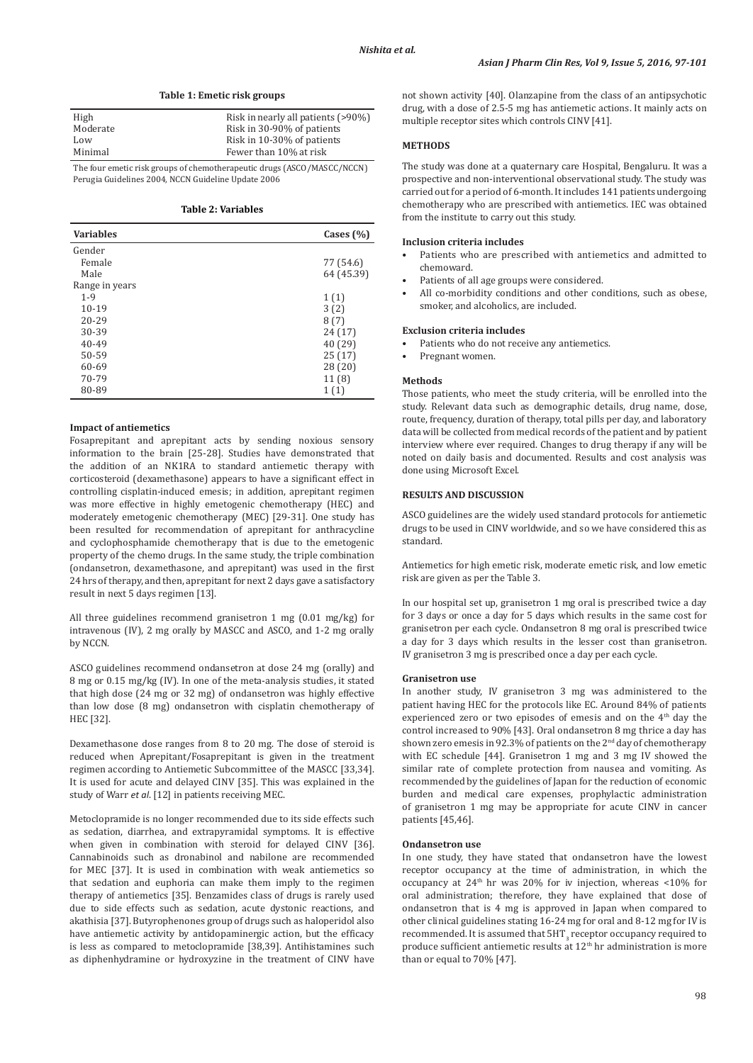**Table 1: Emetic risk groups**

| | |
|---|---|
| High | Risk in nearly all patients (>90%) |
| Moderate | Risk in 30-90% of patients |
| Low | Risk in 10-30% of patients |
| Minimal | Fewer than 10% at risk |

The four emetic risk groups of chemotherapeutic drugs (ASCO/MASCC/NCCN) Perugia Guidelines 2004, NCCN Guideline Update 2006

**Table 2: Variables**

| Variables | Cases (%) |
|---|---|
| Gender | |
| Female | 77 (54.6) |
| Male | 64 (45.39) |
| Range in years | |
| 1-9 | 1 (1) |
| 10-19 | 3 (2) |
| 20-29 | 8 (7) |
| 30-39 | 24 (17) |
| 40-49 | 40 (29) |
| 50-59 | 25 (17) |
| 60-69 | 28 (20) |
| 70-79 | 11 (8) |
| 80-89 | 1 (1) |

#### Impact of antiemetics

Fosaprepitant and aprepitant acts by sending noxious sensory information to the brain [25-28]. Studies have demonstrated that the addition of an NK1RA to standard antiemetic therapy with corticosteroid (dexamethasone) appears to have a significant effect in controlling cisplatin-induced emesis; in addition, aprepitant regimen was more effective in highly emetogenic chemotherapy (HEC) and moderately emetogenic chemotherapy (MEC) [29-31]. One study has been resulted for recommendation of aprepitant for anthracycline and cyclophosphamide chemotherapy that is due to the emetogenic property of the chemo drugs. In the same study, the triple combination (ondansetron, dexamethasone, and aprepitant) was used in the first 24 hrs of therapy, and then, aprepitant for next 2 days gave a satisfactory result in next 5 days regimen [13].

All three guidelines recommend granisetron 1 mg (0.01 mg/kg) for intravenous (IV), 2 mg orally by MASCC and ASCO, and 1-2 mg orally by NCCN.

ASCO guidelines recommend ondansetron at dose 24 mg (orally) and 8 mg or 0.15 mg/kg (IV). In one of the meta-analysis studies, it stated that high dose (24 mg or 32 mg) of ondansetron was highly effective than low dose (8 mg) ondansetron with cisplatin chemotherapy of HEC [32].

Dexamethasone dose ranges from 8 to 20 mg. The dose of steroid is reduced when Aprepitant/Fosaprepitant is given in the treatment regimen according to Antiemetic Subcommittee of the MASCC [33,34]. It is used for acute and delayed CINV [35]. This was explained in the study of Warr *et al*. [12] in patients receiving MEC.

Metoclopramide is no longer recommended due to its side effects such as sedation, diarrhea, and extrapyramidal symptoms. It is effective when given in combination with steroid for delayed CINV [36]. Cannabinoids such as dronabinol and nabilone are recommended for MEC [37]. It is used in combination with weak antiemetics so that sedation and euphoria can make them imply to the regimen therapy of antiemetics [35]. Benzamides class of drugs is rarely used due to side effects such as sedation, acute dystonic reactions, and akathisia [37]. Butyrophenones group of drugs such as haloperidol also have antiemetic activity by antidopaminergic action, but the efficacy is less as compared to metoclopramide [38,39]. Antihistamines such as diphenhydramine or hydroxyzine in the treatment of CINV have not shown activity [40]. Olanzapine from the class of an antipsychotic drug, with a dose of 2.5-5 mg has antiemetic actions. It mainly acts on multiple receptor sites which controls CINV [41].

## METHODS

The study was done at a quaternary care Hospital, Bengaluru. It was a prospective and non-interventional observational study. The study was carried out for a period of 6-month. It includes 141 patients undergoing chemotherapy who are prescribed with antiemetics. IEC was obtained from the institute to carry out this study.

#### Inclusion criteria includes

- Patients who are prescribed with antiemetics and admitted to chemoward.
- Patients of all age groups were considered.
- All co-morbidity conditions and other conditions, such as obese, smoker, and alcoholics, are included.

#### Exclusion criteria includes

- Patients who do not receive any antiemetics.
- Pregnant women.

#### Methods

Those patients, who meet the study criteria, will be enrolled into the study. Relevant data such as demographic details, drug name, dose, route, frequency, duration of therapy, total pills per day, and laboratory data will be collected from medical records of the patient and by patient interview where ever required. Changes to drug therapy if any will be noted on daily basis and documented. Results and cost analysis was done using Microsoft Excel.

## RESULTS AND DISCUSSION

ASCO guidelines are the widely used standard protocols for antiemetic drugs to be used in CINV worldwide, and so we have considered this as standard.

Antiemetics for high emetic risk, moderate emetic risk, and low emetic risk are given as per the Table 3.

In our hospital set up, granisetron 1 mg oral is prescribed twice a day for 3 days or once a day for 5 days which results in the same cost for granisetron per each cycle. Ondansetron 8 mg oral is prescribed twice a day for 3 days which results in the lesser cost than granisetron. IV granisetron 3 mg is prescribed once a day per each cycle.

#### Granisetron use

In another study, IV granisetron 3 mg was administered to the patient having HEC for the protocols like EC. Around 84% of patients experienced zero or two episodes of emesis and on the 4th day the control increased to 90% [43]. Oral ondansetron 8 mg thrice a day has shown zero emesis in 92.3% of patients on the 2nd day of chemotherapy with EC schedule [44]. Granisetron 1 mg and 3 mg IV showed the similar rate of complete protection from nausea and vomiting. As recommended by the guidelines of Japan for the reduction of economic burden and medical care expenses, prophylactic administration of granisetron 1 mg may be appropriate for acute CINV in cancer patients [45,46].

#### Ondansetron use

In one study, they have stated that ondansetron have the lowest receptor occupancy at the time of administration, in which the occupancy at 24th hr was 20% for iv injection, whereas <10% for oral administration; therefore, they have explained that dose of ondansetron that is 4 mg is approved in Japan when compared to other clinical guidelines stating 16-24 mg for oral and 8-12 mg for IV is recommended. It is assumed that $5HT_3$ receptor occupancy required to produce sufficient antiemetic results at 12th hr administration is more than or equal to 70% [47].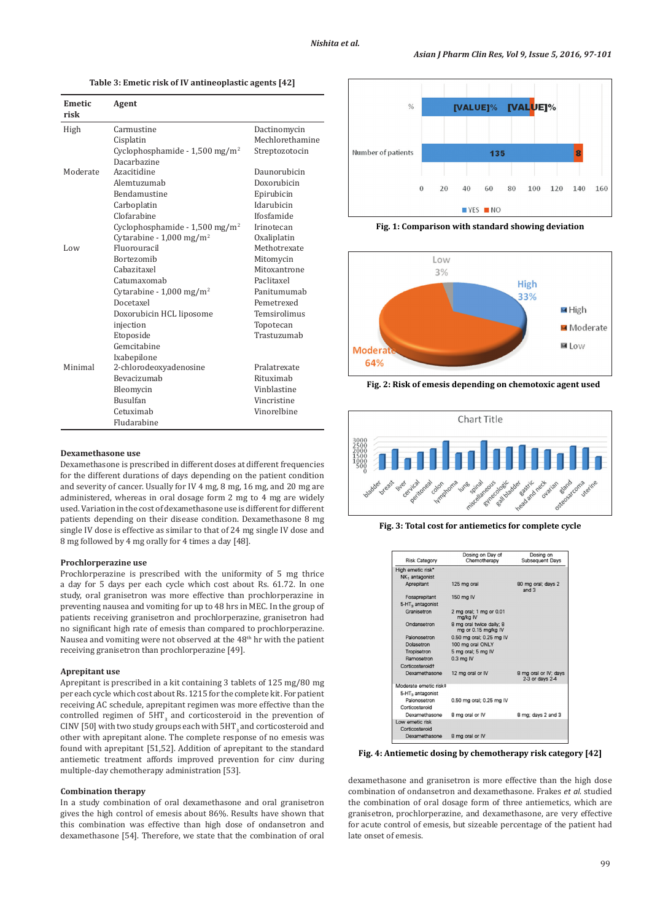Table 3: Emetic risk of IV antineoplastic agents [42]

| Emetic risk | Agent | |
|---|---|---|
| High | Carmustine | Dactinomycin |
| | Cisplatin | Mechlorethamine |
| | Cyclophosphamide - 1,500 mg/m$^2$ | Streptozotocin |
| | Dacarbazine | |
| Moderate | Azacitidine | Daunorubicin |
| | Alemtuzumab | Doxorubicin |
| | Bendamustine | Epirubicin |
| | Carboplatin | Idarubicin |
| | Clofarabine | Ifosfamide |
| | Cyclophosphamide - 1,500 mg/m$^2$ | Irinotecan |
| | Cytarabine - 1,000 mg/m$^2$ | Oxaliplatin |
| Low | Fluorouracil | Methotrexate |
| | Bortezomib | Mitomycin |
| | Cabazitaxel | Mitoxantrone |
| | Catumaxomab | Paclitaxel |
| | Cytarabine - 1,000 mg/m$^2$ | Panitumumab |
| | Docetaxel | Pemetrexed |
| | Doxorubicin HCL liposome injection | Temsirolimus |
| | | Topotecan |
| | Etoposide | Trastuzumab |
| | Gemcitabine | |
| | Ixabepilone | |
| Minimal | 2-chlorodeoxyadenosine | Pralatrexate |
| | Bevacizumab | Rituximab |
| | Bleomycin | Vinblastine |
| | Busulfan | Vincristine |
| | Cetuximab | Vinorelbine |
| | Fludarabine | |

### Dexamethasone use

Dexamethasone is prescribed in different doses at different frequencies for the different durations of days depending on the patient condition and severity of cancer. Usually for IV 4 mg, 8 mg, 16 mg, and 20 mg are administered, whereas in oral dosage form 2 mg to 4 mg are widely used. Variation in the cost of dexamethasone use is different for different patients depending on their disease condition. Dexamethasone 8 mg single IV dose is effective as similar to that of 24 mg single IV dose and 8 mg followed by 4 mg orally for 4 times a day [48].

### Prochlorperazine use

Prochlorperazine is prescribed with the uniformity of 5 mg thrice a day for 5 days per each cycle which cost about Rs. 61.72. In one study, oral granisetron was more effective than prochlorperazine in preventing nausea and vomiting for up to 48 hrs in MEC. In the group of patients receiving granisetron and prochlorperazine, granisetron had no significant high rate of emesis than compared to prochlorperazine. Nausea and vomiting were not observed at the 48th hr with the patient receiving granisetron than prochlorperazine [49].

### Aprepitant use

Aprepitant is prescribed in a kit containing 3 tablets of 125 mg/80 mg per each cycle which cost about Rs. 1215 for the complete kit. For patient receiving AC schedule, aprepitant regimen was more effective than the controlled regimen of $5HT_3$ and corticosteroid in the prevention of CINV [50] with two study groups each with $5HT_3$ and corticosteroid and other with aprepitant alone. The complete response of no emesis was found with aprepitant [51,52]. Addition of aprepitant to the standard antiemetic treatment affords improved prevention for cinv during multiple-day chemotherapy administration [53].

### Combination therapy

In a study combination of oral dexamethasone and oral granisetron gives the high control of emesis about 86%. Results have shown that this combination was effective than high dose of ondansetron and dexamethasone [54]. Therefore, we state that the combination of oral dexamethasone and granisetron is more effective than the high dose combination of ondansetron and dexamethasone. Frakes *et al.* studied the combination of oral dosage form of three antiemetics, which are granisetron, prochlorperazine, and dexamethasone, are very effective for acute control of emesis, but sizeable percentage of the patient had late onset of emesis.

Fig. 1: Comparison with standard showing deviation

Fig. 2: Risk of emesis depending on chemotoxic agent used

Fig. 3: Total cost for antiemetics for complete cycle

| Risk Category | Dosing on Day of Chemotherapy | Dosing on Subsequent Days |
|---|---|---|
| High emetic risk* | | |
| $NK_1$ antagonist | | |
| Aprepitant | 125 mg oral | 80 mg oral; days 2 and 3 |
| Fosaprepitant | 150 mg IV | |
| $5\text{-}HT_3$ antagonist | | |
| Granisetron | 2 mg oral; 1 mg or 0.01 mg/kg IV | |
| Ondansetron | 8 mg oral twice daily; 8 mg or 0.15 mg/kg IV | |
| Palonosetron | 0.50 mg oral; 0.25 mg IV | |
| Dolasetron | 100 mg oral ONLY | |
| Tropisetron | 5 mg oral; 5 mg IV | |
| Ramosetron | 0.3 mg IV | |
| Corticosteroid† | | |
| Dexamethasone | 12 mg oral or IV | 8 mg oral or IV; days 2-3 or days 2-4 |
| Moderate emetic risk‡ | | |
| $5\text{-}HT_3$ antagonist | | |
| Palonosetron | 0.50 mg oral; 0.25 mg IV | |
| Corticosteroid | | |
| Dexamethasone | 8 mg oral or IV | 8 mg; days 2 and 3 |
| Low emetic risk | | |
| Corticosteroid | | |
| Dexamethasone | 8 mg oral or IV | |

Fig. 4: Antiemetic dosing by chemotherapy risk category [42]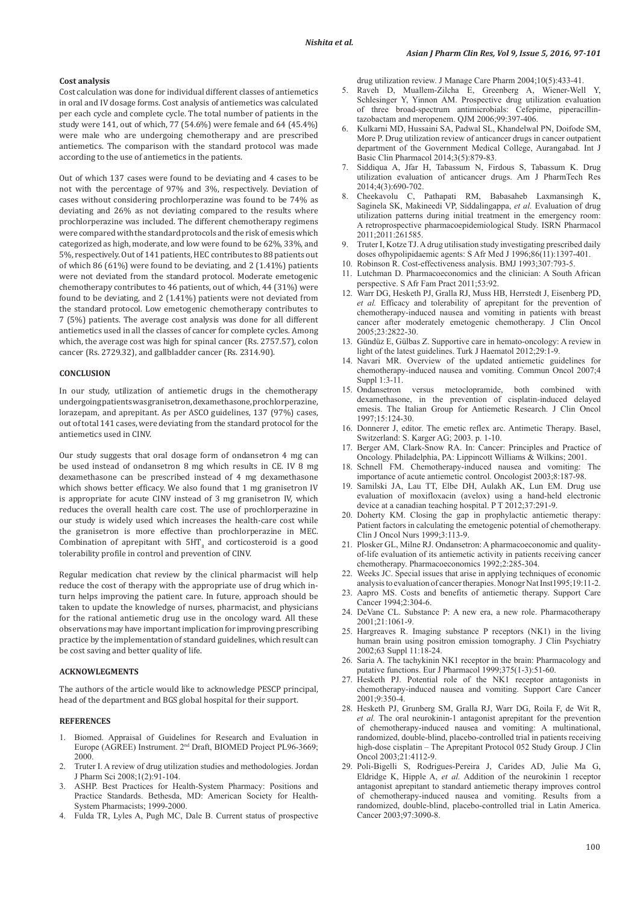**Cost analysis**

Cost calculation was done for individual different classes of antiemetics in oral and IV dosage forms. Cost analysis of antiemetics was calculated per each cycle and complete cycle. The total number of patients in the study were 141, out of which, 77 (54.6%) were female and 64 (45.4%) were male who are undergoing chemotherapy and are prescribed antiemetics. The comparison with the standard protocol was made according to the use of antiemetics in the patients.

Out of which 137 cases were found to be deviating and 4 cases to be not with the percentage of 97% and 3%, respectively. Deviation of cases without considering prochlorperazine was found to be 74% as deviating and 26% as not deviating compared to the results where prochlorperazine was included. The different chemotherapy regimens were compared with the standard protocols and the risk of emesis which categorized as high, moderate, and low were found to be 62%, 33%, and 5%, respectively. Out of 141 patients, HEC contributes to 88 patients out of which 86 (61%) were found to be deviating, and 2 (1.41%) patients were not deviated from the standard protocol. Moderate emetogenic chemotherapy contributes to 46 patients, out of which, 44 (31%) were found to be deviating, and 2 (1.41%) patients were not deviated from the standard protocol. Low emetogenic chemotherapy contributes to 7 (5%) patients. The average cost analysis was done for all different antiemetics used in all the classes of cancer for complete cycles. Among which, the average cost was high for spinal cancer (Rs. 2757.57), colon cancer (Rs. 2729.32), and gallbladder cancer (Rs. 2314.90).

## CONCLUSION

In our study, utilization of antiemetic drugs in the chemotherapy undergoing patients was granisetron, dexamethasone, prochlorperazine, lorazepam, and aprepitant. As per ASCO guidelines, 137 (97%) cases, out of total 141 cases, were deviating from the standard protocol for the antiemetics used in CINV.

Our study suggests that oral dosage form of ondansetron 4 mg can be used instead of ondansetron 8 mg which results in CE. IV 8 mg dexamethasone can be prescribed instead of 4 mg dexamethasone which shows better efficacy. We also found that 1 mg granisetron IV is appropriate for acute CINV instead of 3 mg granisetron IV, which reduces the overall health care cost. The use of prochlorperazine in our study is widely used which increases the health-care cost while the granisetron is more effective than prochlorperazine in MEC. Combination of aprepitant with $5HT_3$ and corticosteroid is a good tolerability profile in control and prevention of CINV.

Regular medication chat review by the clinical pharmacist will help reduce the cost of therapy with the appropriate use of drug which in-turn helps improving the patient care. In future, approach should be taken to update the knowledge of nurses, pharmacist, and physicians for the rational antiemetic drug use in the oncology ward. All these observations may have important implication for improving prescribing practice by the implementation of standard guidelines, which result can be cost saving and better quality of life.

## ACKNOWLEGMENTS

The authors of the article would like to acknowledge PESCP principal, head of the department and BGS global hospital for their support.

## REFERENCES

1. Biomed. Appraisal of Guidelines for Research and Evaluation in Europe (AGREE) Instrument. 2nd Draft, BIOMED Project PL96-3669; 2000.
2. Truter I. A review of drug utilization studies and methodologies. Jordan J Pharm Sci 2008;1(2):91-104.
3. ASHP. Best Practices for Health-System Pharmacy: Positions and Practice Standards. Bethesda, MD: American Society for Health-System Pharmacists; 1999-2000.
4. Fulda TR, Lyles A, Pugh MC, Dale B. Current status of prospective drug utilization review. J Manage Care Pharm 2004;10(5):433-41.
5. Raveh D, Muallem-Zilcha E, Greenberg A, Wiener-Well Y, Schlesinger Y, Yinnon AM. Prospective drug utilization evaluation of three broad-spectrum antimicrobials: Cefepime, piperacillin-tazobactam and meropenem. QJM 2006;99:397-406.
6. Kulkarni MD, Hussaini SA, Padwal SL, Khandelwal PN, Doifode SM, More P. Drug utilization review of anticancer drugs in cancer outpatient department of the Government Medical College, Aurangabad. Int J Basic Clin Pharmacol 2014;3(5):879-83.
7. Siddiqua A, Jfar H, Tabassum N, Firdous S, Tabassum K. Drug utilization evaluation of anticancer drugs. Am J PharmTech Res 2014;4(3):690-702.
8. Cheekavolu C, Pathapati RM, Babasaheb Laxmansingh K, Saginela SK, Makineedi VP, Siddalingappa, *et al.* Evaluation of drug utilization patterns during initial treatment in the emergency room: A retroprospective pharmacoepidemiological Study. ISRN Pharmacol 2011;2011:261585.
9. Truter I, Kotze TJ. A drug utilisation study investigating prescribed daily doses ofhypolipidaemic agents: S Afr Med J 1996;86(11):1397-401.
10. Robinson R. Cost-effectiveness analysis. BMJ 1993;307:793-5.
11. Lutchman D. Pharmacoeconomics and the clinician: A South African perspective. S Afr Fam Pract 2011;53:92.
12. Warr DG, Hesketh PJ, Gralla RJ, Muss HB, Herrstedt J, Eisenberg PD, *et al.* Efficacy and tolerability of aprepitant for the prevention of chemotherapy-induced nausea and vomiting in patients with breast cancer after moderately emetogenic chemotherapy. J Clin Oncol 2005;23:2822-30.
13. Gündüz E, Gülbas Z. Supportive care in hemato-oncology: A review in light of the latest guidelines. Turk J Haematol 2012;29:1-9.
14. Navari MR. Overview of the updated antiemetic guidelines for chemotherapy-induced nausea and vomiting. Commun Oncol 2007;4 Suppl 1:3-11.
15. Ondansetron versus metoclopramide, both combined with dexamethasone, in the prevention of cisplatin-induced delayed emesis. The Italian Group for Antiemetic Research. J Clin Oncol 1997;15:124-30.
16. Donnerer J, editor. The emetic reflex arc. Antimetic Therapy. Basel, Switzerland: S. Karger AG; 2003. p. 1-10.
17. Berger AM, Clark-Snow RA. In: Cancer: Principles and Practice of Oncology. Philadelphia, PA: Lippincott Williams & Wilkins; 2001.
18. Schnell FM. Chemotherapy-induced nausea and vomiting: The importance of acute antiemetic control. Oncologist 2003;8:187-98.
19. Samilski JA, Lau TT, Elbe DH, Aulakh AK, Lun EM. Drug use evaluation of moxifloxacin (avelox) using a hand-held electronic device at a canadian teaching hospital. P T 2012;37:291-9.
20. Doherty KM. Closing the gap in prophylactic antiemetic therapy: Patient factors in calculating the emetogenic potential of chemotherapy. Clin J Oncol Nurs 1999;3:113-9.
21. Plosker GL, Milne RJ. Ondansetron: A pharmacoeconomic and quality-of-life evaluation of its antiemetic activity in patients receiving cancer chemotherapy. Pharmacoeconomics 1992;2:285-304.
22. Weeks JC. Special issues that arise in applying techniques of economic analysis to evaluation of cancer therapies. Monogr Nat Inst1995;19:11-2.
23. Aapro MS. Costs and benefits of antiemetic therapy. Support Care Cancer 1994;2:304-6.
24. DeVane CL. Substance P: A new era, a new role. Pharmacotherapy 2001;21:1061-9.
25. Hargreaves R. Imaging substance P receptors (NK1) in the living human brain using positron emission tomography. J Clin Psychiatry 2002;63 Suppl 11:18-24.
26. Saria A. The tachykinin NK1 receptor in the brain: Pharmacology and putative functions. Eur J Pharmacol 1999;375(1-3):51-60.
27. Hesketh PJ. Potential role of the NK1 receptor antagonists in chemotherapy-induced nausea and vomiting. Support Care Cancer 2001;9:350-4.
28. Hesketh PJ, Grunberg SM, Gralla RJ, Warr DG, Roila F, de Wit R, *et al.* The oral neurokinin-1 antagonist aprepitant for the prevention of chemotherapy-induced nausea and vomiting: A multinational, randomized, double-blind, placebo-controlled trial in patients receiving high-dose cisplatin – The Aprepitant Protocol 052 Study Group. J Clin Oncol 2003;21:4112-9.
29. Poli-Bigelli S, Rodrigues-Pereira J, Carides AD, Julie Ma G, Eldridge K, Hipple A, *et al.* Addition of the neurokinin 1 receptor antagonist aprepitant to standard antiemetic therapy improves control of chemotherapy-induced nausea and vomiting. Results from a randomized, double-blind, placebo-controlled trial in Latin America. Cancer 2003;97:3090-8.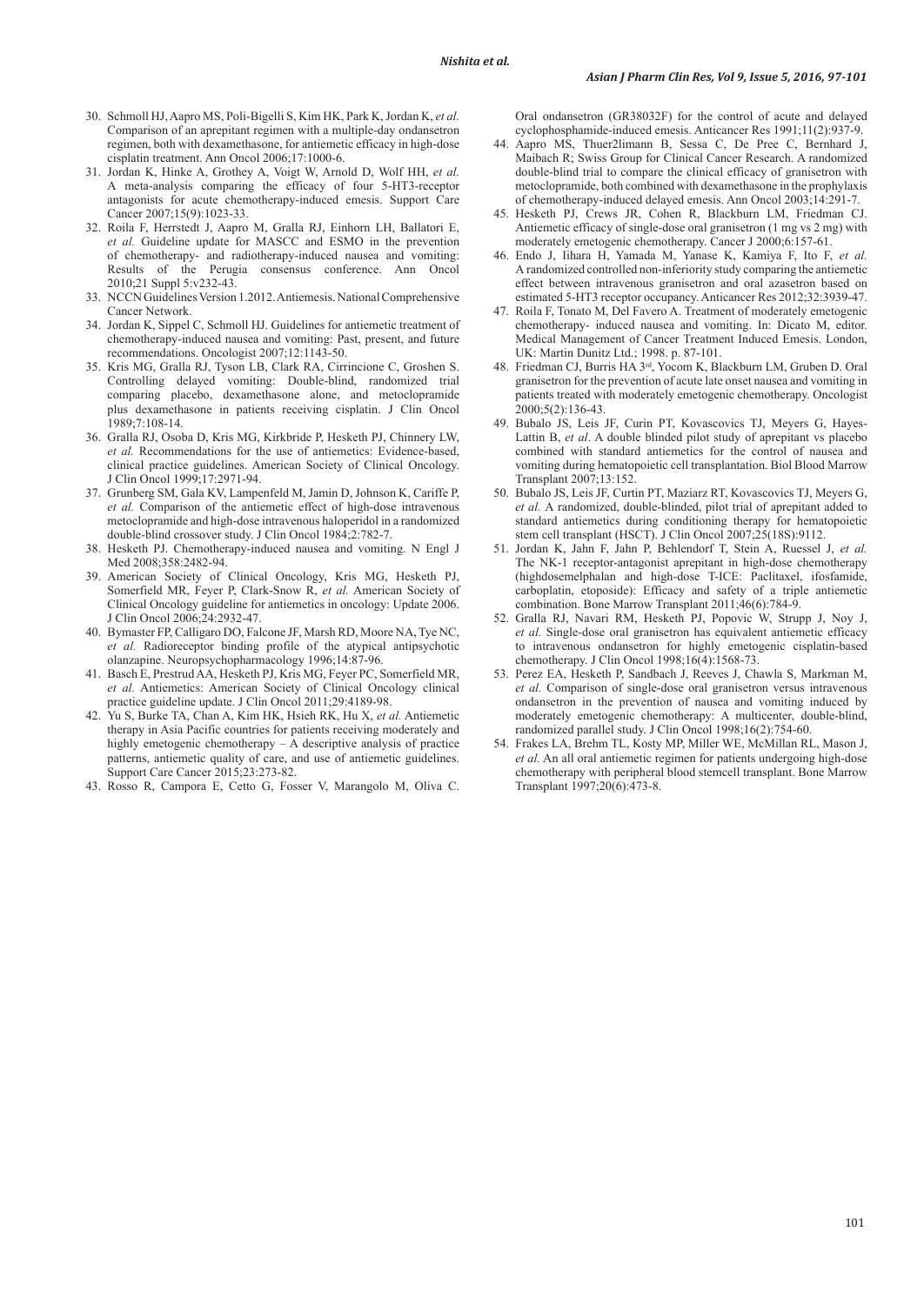30. Schmoll HJ, Aapro MS, Poli-Bigelli S, Kim HK, Park K, Jordan K, *et al.* Comparison of an aprepitant regimen with a multiple-day ondansetron regimen, both with dexamethasone, for antiemetic efficacy in high-dose cisplatin treatment. Ann Oncol 2006;17:1000-6.
31. Jordan K, Hinke A, Grothey A, Voigt W, Arnold D, Wolf HH, *et al.* A meta-analysis comparing the efficacy of four 5-HT3-receptor antagonists for acute chemotherapy-induced emesis. Support Care Cancer 2007;15(9):1023-33.
32. Roila F, Herrstedt J, Aapro M, Gralla RJ, Einhorn LH, Ballatori E, *et al.* Guideline update for MASCC and ESMO in the prevention of chemotherapy- and radiotherapy-induced nausea and vomiting: Results of the Perugia consensus conference. Ann Oncol 2010;21 Suppl 5:v232-43.
33. NCCN Guidelines Version 1.2012. Antiemesis. National Comprehensive Cancer Network.
34. Jordan K, Sippel C, Schmoll HJ. Guidelines for antiemetic treatment of chemotherapy-induced nausea and vomiting: Past, present, and future recommendations. Oncologist 2007;12:1143-50.
35. Kris MG, Gralla RJ, Tyson LB, Clark RA, Cirrincione C, Groshen S. Controlling delayed vomiting: Double-blind, randomized trial comparing placebo, dexamethasone alone, and metoclopramide plus dexamethasone in patients receiving cisplatin. J Clin Oncol 1989;7:108-14.
36. Gralla RJ, Osoba D, Kris MG, Kirkbride P, Hesketh PJ, Chinnery LW, *et al.* Recommendations for the use of antiemetics: Evidence-based, clinical practice guidelines. American Society of Clinical Oncology. J Clin Oncol 1999;17:2971-94.
37. Grunberg SM, Gala KV, Lampenfeld M, Jamin D, Johnson K, Cariffe P, *et al.* Comparison of the antiemetic effect of high-dose intravenous metoclopramide and high-dose intravenous haloperidol in a randomized double-blind crossover study. J Clin Oncol 1984;2:782-7.
38. Hesketh PJ. Chemotherapy-induced nausea and vomiting. N Engl J Med 2008;358:2482-94.
39. American Society of Clinical Oncology, Kris MG, Hesketh PJ, Somerfield MR, Feyer P, Clark-Snow R, *et al.* American Society of Clinical Oncology guideline for antiemetics in oncology: Update 2006. J Clin Oncol 2006;24:2932-47.
40. Bymaster FP, Calligaro DO, Falcone JF, Marsh RD, Moore NA, Tye NC, *et al.* Radioreceptor binding profile of the atypical antipsychotic olanzapine. Neuropsychopharmacology 1996;14:87-96.
41. Basch E, Prestrud AA, Hesketh PJ, Kris MG, Feyer PC, Somerfield MR, *et al.* Antiemetics: American Society of Clinical Oncology clinical practice guideline update. J Clin Oncol 2011;29:4189-98.
42. Yu S, Burke TA, Chan A, Kim HK, Hsieh RK, Hu X, *et al.* Antiemetic therapy in Asia Pacific countries for patients receiving moderately and highly emetogenic chemotherapy – A descriptive analysis of practice patterns, antiemetic quality of care, and use of antiemetic guidelines. Support Care Cancer 2015;23:273-82.
43. Rosso R, Campora E, Cetto G, Fosser V, Marangolo M, Oliva C. Oral ondansetron (GR38032F) for the control of acute and delayed cyclophosphamide-induced emesis. Anticancer Res 1991;11(2):937-9.
44. Aapro MS, Thuer2limann B, Sessa C, De Pree C, Bernhard J, Maibach R; Swiss Group for Clinical Cancer Research. A randomized double-blind trial to compare the clinical efficacy of granisetron with metoclopramide, both combined with dexamethasone in the prophylaxis of chemotherapy-induced delayed emesis. Ann Oncol 2003;14:291-7.
45. Hesketh PJ, Crews JR, Cohen R, Blackburn LM, Friedman CJ. Antiemetic efficacy of single-dose oral granisetron (1 mg vs 2 mg) with moderately emetogenic chemotherapy. Cancer J 2000;6:157-61.
46. Endo J, Iihara H, Yamada M, Yanase K, Kamiya F, Ito F, *et al.* A randomized controlled non-inferiority study comparing the antiemetic effect between intravenous granisetron and oral azasetron based on estimated 5-HT3 receptor occupancy. Anticancer Res 2012;32:3939-47.
47. Roila F, Tonato M, Del Favero A. Treatment of moderately emetogenic chemotherapy- induced nausea and vomiting. In: Dicato M, editor. Medical Management of Cancer Treatment Induced Emesis. London, UK: Martin Dunitz Ltd.; 1998. p. 87-101.
48. Friedman CJ, Burris HA 3rd, Yocom K, Blackburn LM, Gruben D. Oral granisetron for the prevention of acute late onset nausea and vomiting in patients treated with moderately emetogenic chemotherapy. Oncologist 2000;5(2):136-43.
49. Bubalo JS, Leis JF, Curin PT, Kovascovics TJ, Meyers G, Hayes-Lattin B, *et al*. A double blinded pilot study of aprepitant vs placebo combined with standard antiemetics for the control of nausea and vomiting during hematopoietic cell transplantation. Biol Blood Marrow Transplant 2007;13:152.
50. Bubalo JS, Leis JF, Curtin PT, Maziarz RT, Kovascovics TJ, Meyers G, *et al.* A randomized, double-blinded, pilot trial of aprepitant added to standard antiemetics during conditioning therapy for hematopoietic stem cell transplant (HSCT). J Clin Oncol 2007;25(18S):9112.
51. Jordan K, Jahn F, Jahn P, Behlendorf T, Stein A, Ruessel J, *et al.* The NK-1 receptor-antagonist aprepitant in high-dose chemotherapy (highdosemelphalan and high-dose T-ICE: Paclitaxel, ifosfamide, carboplatin, etoposide): Efficacy and safety of a triple antiemetic combination. Bone Marrow Transplant 2011;46(6):784-9.
52. Gralla RJ, Navari RM, Hesketh PJ, Popovic W, Strupp J, Noy J, *et al.* Single-dose oral granisetron has equivalent antiemetic efficacy to intravenous ondansetron for highly emetogenic cisplatin-based chemotherapy. J Clin Oncol 1998;16(4):1568-73.
53. Perez EA, Hesketh P, Sandbach J, Reeves J, Chawla S, Markman M, *et al.* Comparison of single-dose oral granisetron versus intravenous ondansetron in the prevention of nausea and vomiting induced by moderately emetogenic chemotherapy: A multicenter, double-blind, randomized parallel study. J Clin Oncol 1998;16(2):754-60.
54. Frakes LA, Brehm TL, Kosty MP, Miller WE, McMillan RL, Mason J, *et al.* An all oral antiemetic regimen for patients undergoing high-dose chemotherapy with peripheral blood stemcell transplant. Bone Marrow Transplant 1997;20(6):473-8.